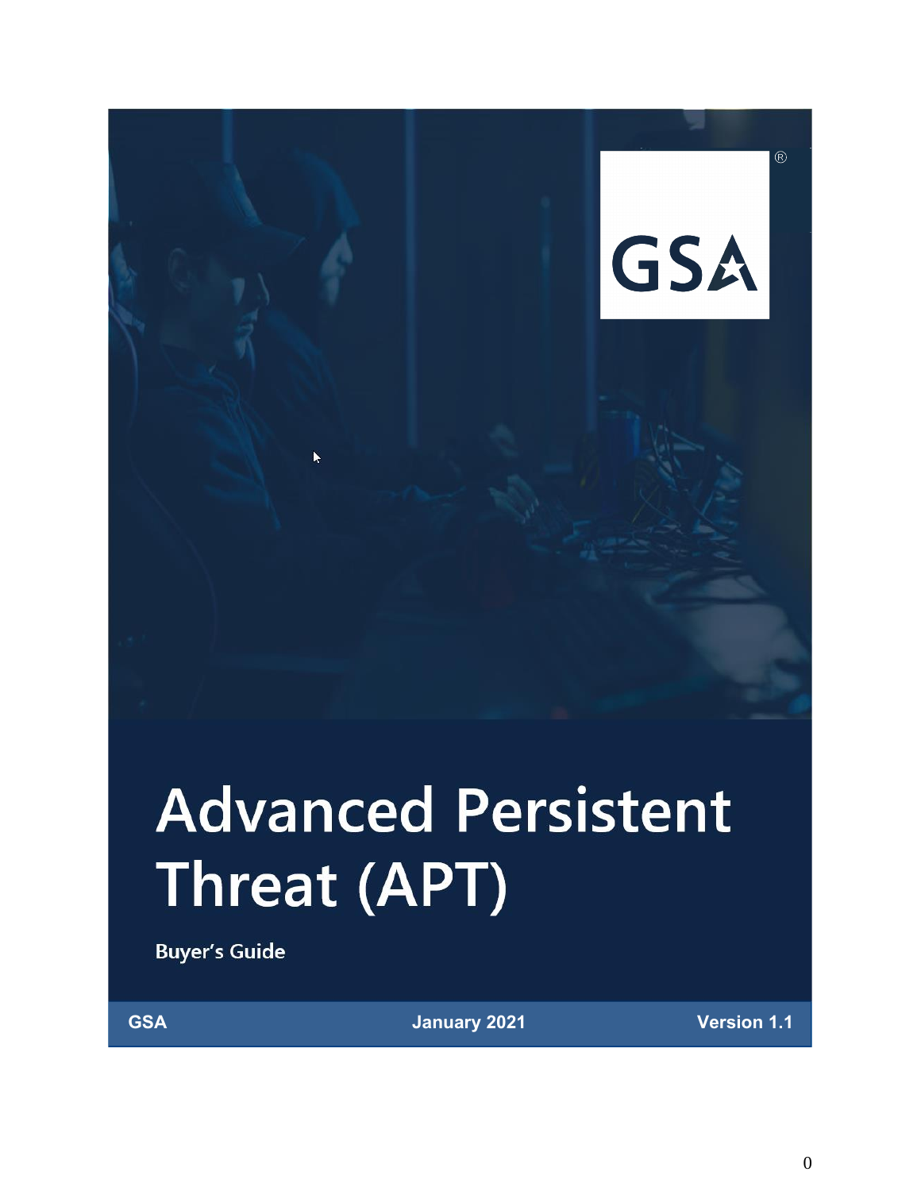# Advanced Persistent Threat (APT)

**Buyer's Guide**

**GSA** | **January 2021** | **Version 1.1**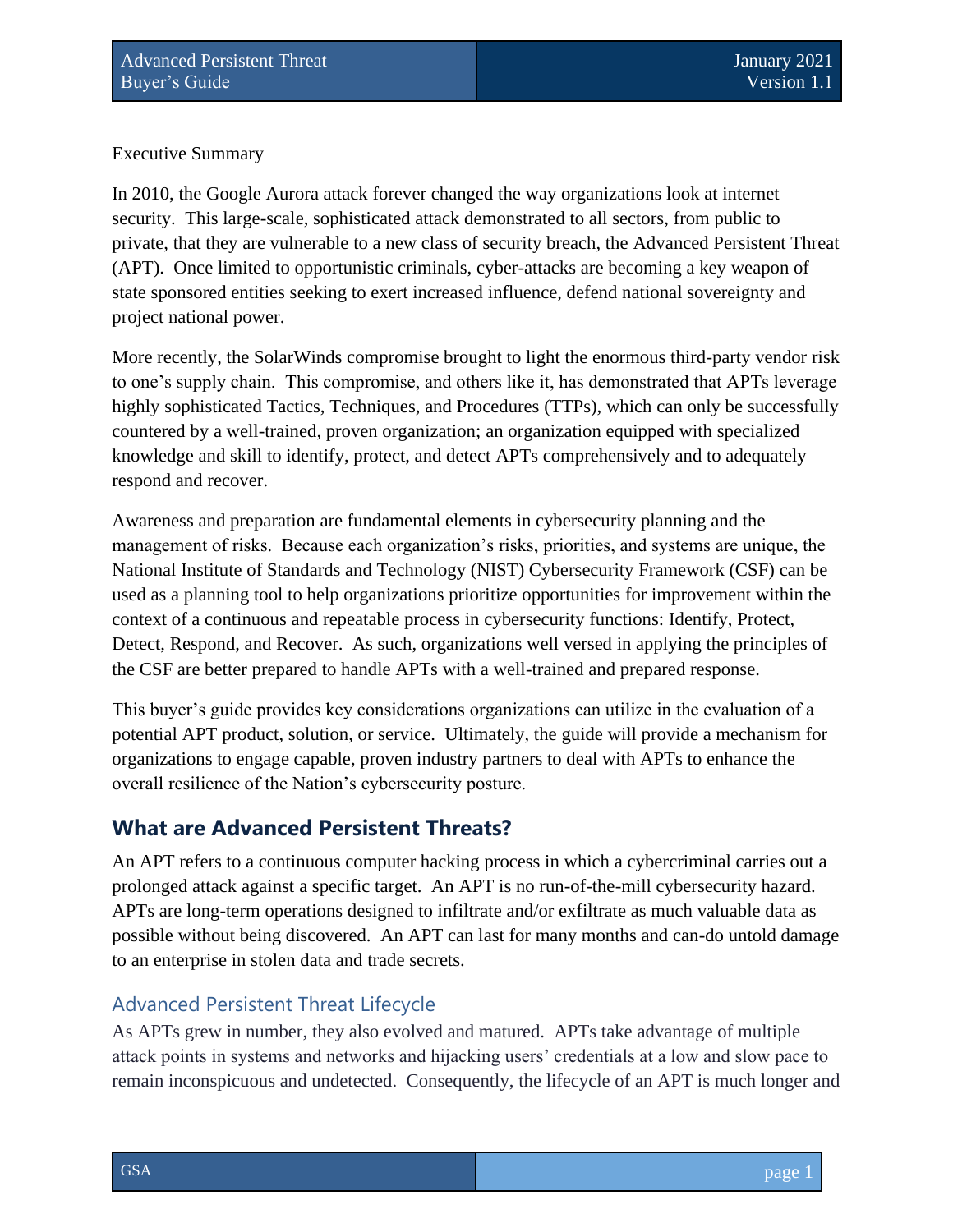Executive Summary

In 2010, the Google Aurora attack forever changed the way organizations look at internet security. This large-scale, sophisticated attack demonstrated to all sectors, from public to private, that they are vulnerable to a new class of security breach, the Advanced Persistent Threat (APT). Once limited to opportunistic criminals, cyber-attacks are becoming a key weapon of state sponsored entities seeking to exert increased influence, defend national sovereignty and project national power.

More recently, the SolarWinds compromise brought to light the enormous third-party vendor risk to one's supply chain. This compromise, and others like it, has demonstrated that APTs leverage highly sophisticated Tactics, Techniques, and Procedures (TTPs), which can only be successfully countered by a well-trained, proven organization; an organization equipped with specialized knowledge and skill to identify, protect, and detect APTs comprehensively and to adequately respond and recover.

Awareness and preparation are fundamental elements in cybersecurity planning and the management of risks. Because each organization's risks, priorities, and systems are unique, the National Institute of Standards and Technology (NIST) Cybersecurity Framework (CSF) can be used as a planning tool to help organizations prioritize opportunities for improvement within the context of a continuous and repeatable process in cybersecurity functions: Identify, Protect, Detect, Respond, and Recover. As such, organizations well versed in applying the principles of the CSF are better prepared to handle APTs with a well-trained and prepared response.

This buyer's guide provides key considerations organizations can utilize in the evaluation of a potential APT product, solution, or service. Ultimately, the guide will provide a mechanism for organizations to engage capable, proven industry partners to deal with APTs to enhance the overall resilience of the Nation's cybersecurity posture.

## What are Advanced Persistent Threats?

An APT refers to a continuous computer hacking process in which a cybercriminal carries out a prolonged attack against a specific target. An APT is no run-of-the-mill cybersecurity hazard. APTs are long-term operations designed to infiltrate and/or exfiltrate as much valuable data as possible without being discovered. An APT can last for many months and can-do untold damage to an enterprise in stolen data and trade secrets.

### Advanced Persistent Threat Lifecycle

As APTs grew in number, they also evolved and matured. APTs take advantage of multiple attack points in systems and networks and hijacking users' credentials at a low and slow pace to remain inconspicuous and undetected. Consequently, the lifecycle of an APT is much longer and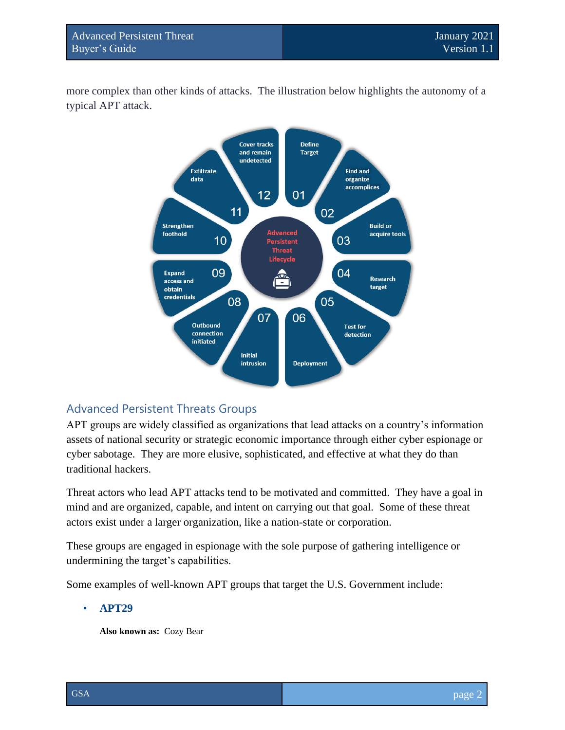more complex than other kinds of attacks. The illustration below highlights the autonomy of a typical APT attack.

**Advanced Persistent Threat Lifecycle**

01 Define Target
02 Find and organize accomplices
03 Build or acquire tools
04 Research target
05 Test for detection
06 Deployment
07 Initial intrusion
08 Outbound connection initiated
09 Expand access and obtain credentials
10 Strengthen foothold
11 Exfiltrate data
12 Cover tracks and remain undetected

## Advanced Persistent Threats Groups

APT groups are widely classified as organizations that lead attacks on a country's information assets of national security or strategic economic importance through either cyber espionage or cyber sabotage. They are more elusive, sophisticated, and effective at what they do than traditional hackers.

Threat actors who lead APT attacks tend to be motivated and committed. They have a goal in mind and are organized, capable, and intent on carrying out that goal. Some of these threat actors exist under a larger organization, like a nation-state or corporation.

These groups are engaged in espionage with the sole purpose of gathering intelligence or undermining the target's capabilities.

Some examples of well-known APT groups that target the U.S. Government include:

- **APT29**

  **Also known as:** Cozy Bear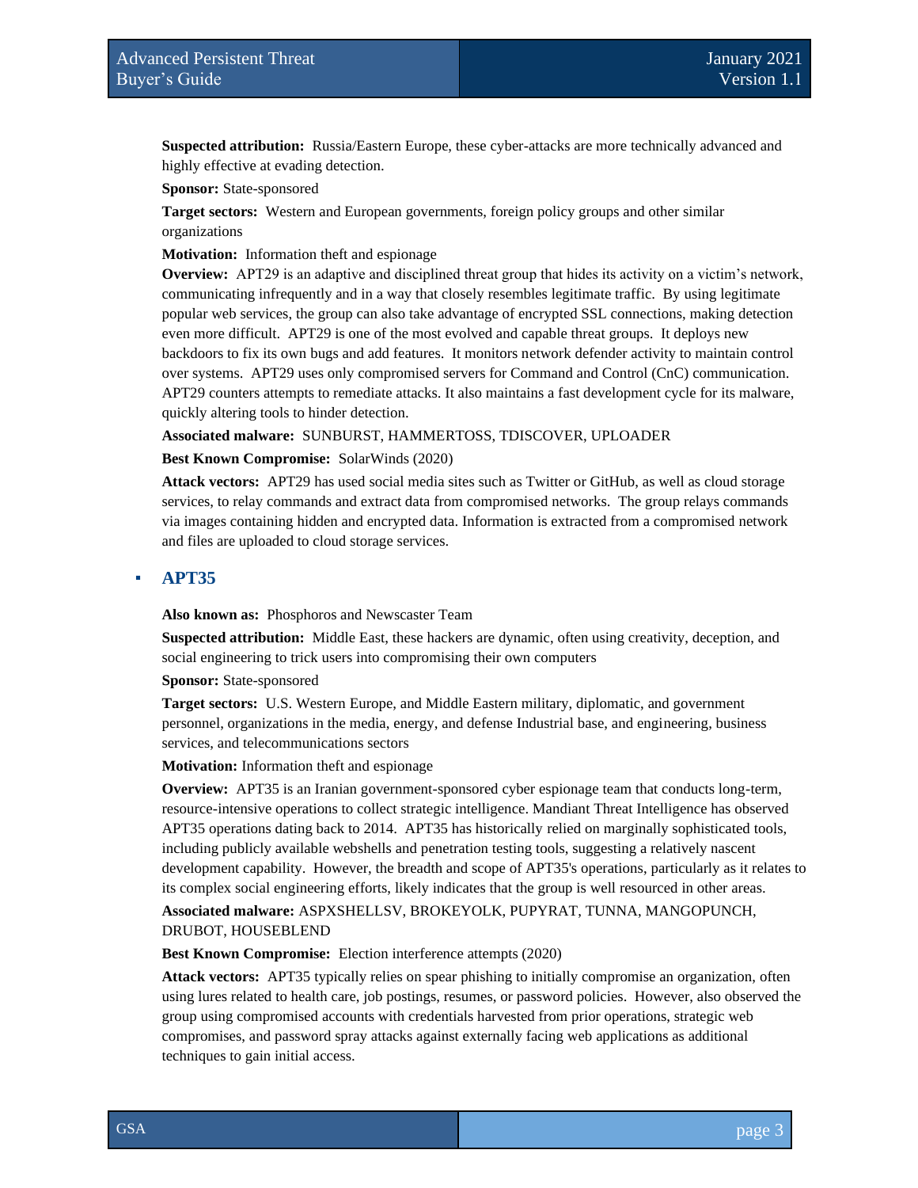**Suspected attribution:** Russia/Eastern Europe, these cyber-attacks are more technically advanced and highly effective at evading detection.

**Sponsor:** State-sponsored

**Target sectors:** Western and European governments, foreign policy groups and other similar organizations

**Motivation:** Information theft and espionage

**Overview:** APT29 is an adaptive and disciplined threat group that hides its activity on a victim's network, communicating infrequently and in a way that closely resembles legitimate traffic. By using legitimate popular web services, the group can also take advantage of encrypted SSL connections, making detection even more difficult. APT29 is one of the most evolved and capable threat groups. It deploys new backdoors to fix its own bugs and add features. It monitors network defender activity to maintain control over systems. APT29 uses only compromised servers for Command and Control (CnC) communication. APT29 counters attempts to remediate attacks. It also maintains a fast development cycle for its malware, quickly altering tools to hinder detection.

**Associated malware:** SUNBURST, HAMMERTOSS, TDISCOVER, UPLOADER

**Best Known Compromise:** SolarWinds (2020)

**Attack vectors:** APT29 has used social media sites such as Twitter or GitHub, as well as cloud storage services, to relay commands and extract data from compromised networks. The group relays commands via images containing hidden and encrypted data. Information is extracted from a compromised network and files are uploaded to cloud storage services.

## APT35

**Also known as:** Phosphoros and Newscaster Team

**Suspected attribution:** Middle East, these hackers are dynamic, often using creativity, deception, and social engineering to trick users into compromising their own computers

**Sponsor:** State-sponsored

**Target sectors:** U.S. Western Europe, and Middle Eastern military, diplomatic, and government personnel, organizations in the media, energy, and defense Industrial base, and engineering, business services, and telecommunications sectors

**Motivation:** Information theft and espionage

**Overview:** APT35 is an Iranian government-sponsored cyber espionage team that conducts long-term, resource-intensive operations to collect strategic intelligence. Mandiant Threat Intelligence has observed APT35 operations dating back to 2014. APT35 has historically relied on marginally sophisticated tools, including publicly available webshells and penetration testing tools, suggesting a relatively nascent development capability. However, the breadth and scope of APT35's operations, particularly as it relates to its complex social engineering efforts, likely indicates that the group is well resourced in other areas.

**Associated malware:** ASPXSHELLSV, BROKEYOLK, PUPYRAT, TUNNA, MANGOPUNCH, DRUBOT, HOUSEBLEND

**Best Known Compromise:** Election interference attempts (2020)

**Attack vectors:** APT35 typically relies on spear phishing to initially compromise an organization, often using lures related to health care, job postings, resumes, or password policies. However, also observed the group using compromised accounts with credentials harvested from prior operations, strategic web compromises, and password spray attacks against externally facing web applications as additional techniques to gain initial access.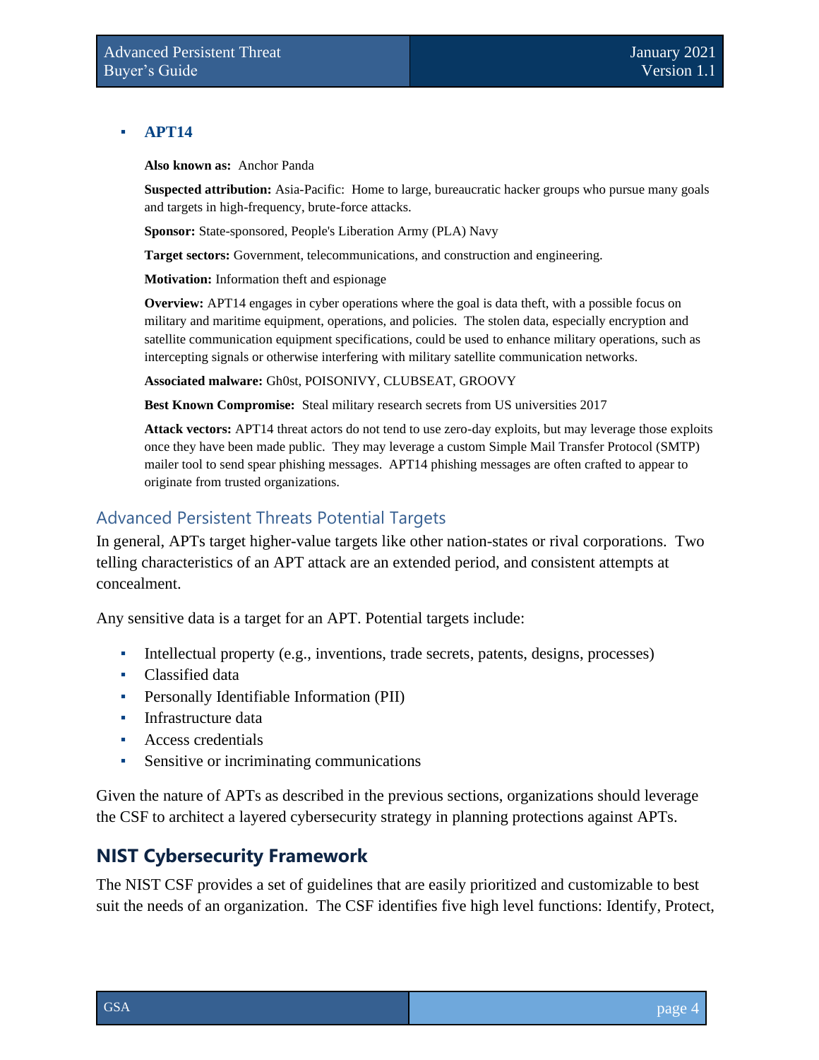- **APT14**

  **Also known as:** Anchor Panda

  **Suspected attribution:** Asia-Pacific: Home to large, bureaucratic hacker groups who pursue many goals and targets in high-frequency, brute-force attacks.

  **Sponsor:** State-sponsored, People's Liberation Army (PLA) Navy

  **Target sectors:** Government, telecommunications, and construction and engineering.

  **Motivation:** Information theft and espionage

  **Overview:** APT14 engages in cyber operations where the goal is data theft, with a possible focus on military and maritime equipment, operations, and policies. The stolen data, especially encryption and satellite communication equipment specifications, could be used to enhance military operations, such as intercepting signals or otherwise interfering with military satellite communication networks.

  **Associated malware:** Gh0st, POISONIVY, CLUBSEAT, GROOVY

  **Best Known Compromise:** Steal military research secrets from US universities 2017

  **Attack vectors:** APT14 threat actors do not tend to use zero-day exploits, but may leverage those exploits once they have been made public. They may leverage a custom Simple Mail Transfer Protocol (SMTP) mailer tool to send spear phishing messages. APT14 phishing messages are often crafted to appear to originate from trusted organizations.

### Advanced Persistent Threats Potential Targets

In general, APTs target higher-value targets like other nation-states or rival corporations. Two telling characteristics of an APT attack are an extended period, and consistent attempts at concealment.

Any sensitive data is a target for an APT. Potential targets include:

- Intellectual property (e.g., inventions, trade secrets, patents, designs, processes)
- Classified data
- Personally Identifiable Information (PII)
- Infrastructure data
- Access credentials
- Sensitive or incriminating communications

Given the nature of APTs as described in the previous sections, organizations should leverage the CSF to architect a layered cybersecurity strategy in planning protections against APTs.

## NIST Cybersecurity Framework

The NIST CSF provides a set of guidelines that are easily prioritized and customizable to best suit the needs of an organization. The CSF identifies five high level functions: Identify, Protect,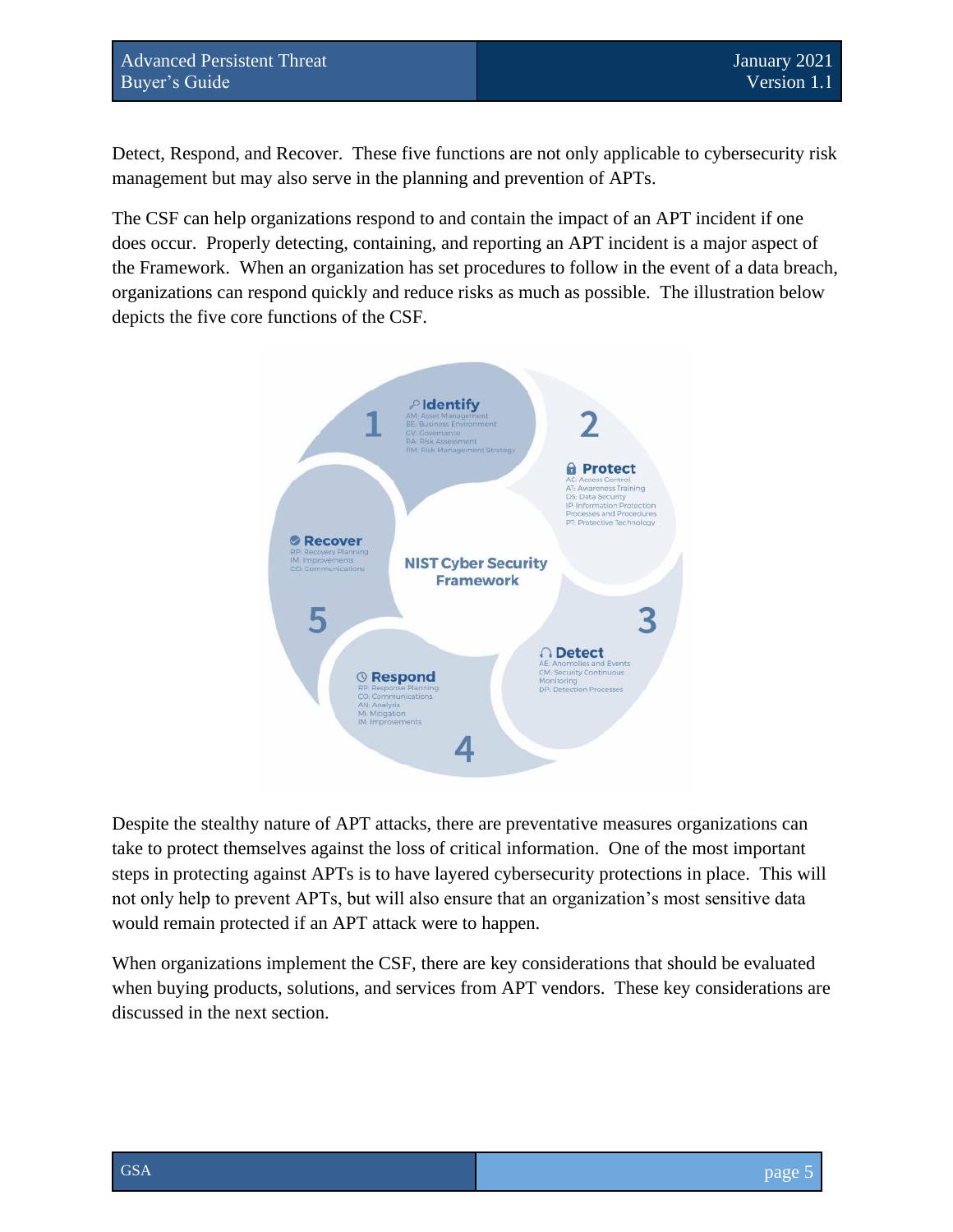Detect, Respond, and Recover. These five functions are not only applicable to cybersecurity risk management but may also serve in the planning and prevention of APTs.

The CSF can help organizations respond to and contain the impact of an APT incident if one does occur. Properly detecting, containing, and reporting an APT incident is a major aspect of the Framework. When an organization has set procedures to follow in the event of a data breach, organizations can respond quickly and reduce risks as much as possible. The illustration below depicts the five core functions of the CSF.

Despite the stealthy nature of APT attacks, there are preventative measures organizations can take to protect themselves against the loss of critical information. One of the most important steps in protecting against APTs is to have layered cybersecurity protections in place. This will not only help to prevent APTs, but will also ensure that an organization's most sensitive data would remain protected if an APT attack were to happen.

When organizations implement the CSF, there are key considerations that should be evaluated when buying products, solutions, and services from APT vendors. These key considerations are discussed in the next section.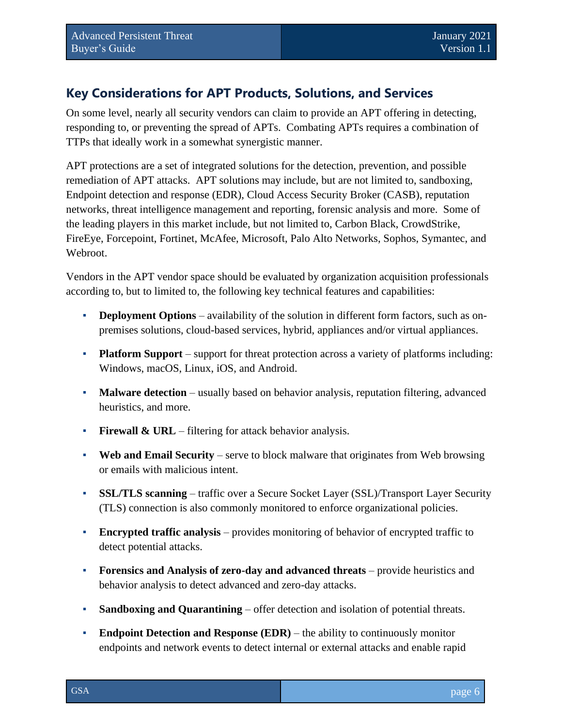## Key Considerations for APT Products, Solutions, and Services

On some level, nearly all security vendors can claim to provide an APT offering in detecting, responding to, or preventing the spread of APTs. Combating APTs requires a combination of TTPs that ideally work in a somewhat synergistic manner.

APT protections are a set of integrated solutions for the detection, prevention, and possible remediation of APT attacks. APT solutions may include, but are not limited to, sandboxing, Endpoint detection and response (EDR), Cloud Access Security Broker (CASB), reputation networks, threat intelligence management and reporting, forensic analysis and more. Some of the leading players in this market include, but not limited to, Carbon Black, CrowdStrike, FireEye, Forcepoint, Fortinet, McAfee, Microsoft, Palo Alto Networks, Sophos, Symantec, and Webroot.

Vendors in the APT vendor space should be evaluated by organization acquisition professionals according to, but to limited to, the following key technical features and capabilities:

- **Deployment Options** – availability of the solution in different form factors, such as on-premises solutions, cloud-based services, hybrid, appliances and/or virtual appliances.
- **Platform Support** – support for threat protection across a variety of platforms including: Windows, macOS, Linux, iOS, and Android.
- **Malware detection** – usually based on behavior analysis, reputation filtering, advanced heuristics, and more.
- **Firewall & URL** – filtering for attack behavior analysis.
- **Web and Email Security** – serve to block malware that originates from Web browsing or emails with malicious intent.
- **SSL/TLS scanning** – traffic over a Secure Socket Layer (SSL)/Transport Layer Security (TLS) connection is also commonly monitored to enforce organizational policies.
- **Encrypted traffic analysis** – provides monitoring of behavior of encrypted traffic to detect potential attacks.
- **Forensics and Analysis of zero-day and advanced threats** – provide heuristics and behavior analysis to detect advanced and zero-day attacks.
- **Sandboxing and Quarantining** – offer detection and isolation of potential threats.
- **Endpoint Detection and Response (EDR)** – the ability to continuously monitor endpoints and network events to detect internal or external attacks and enable rapid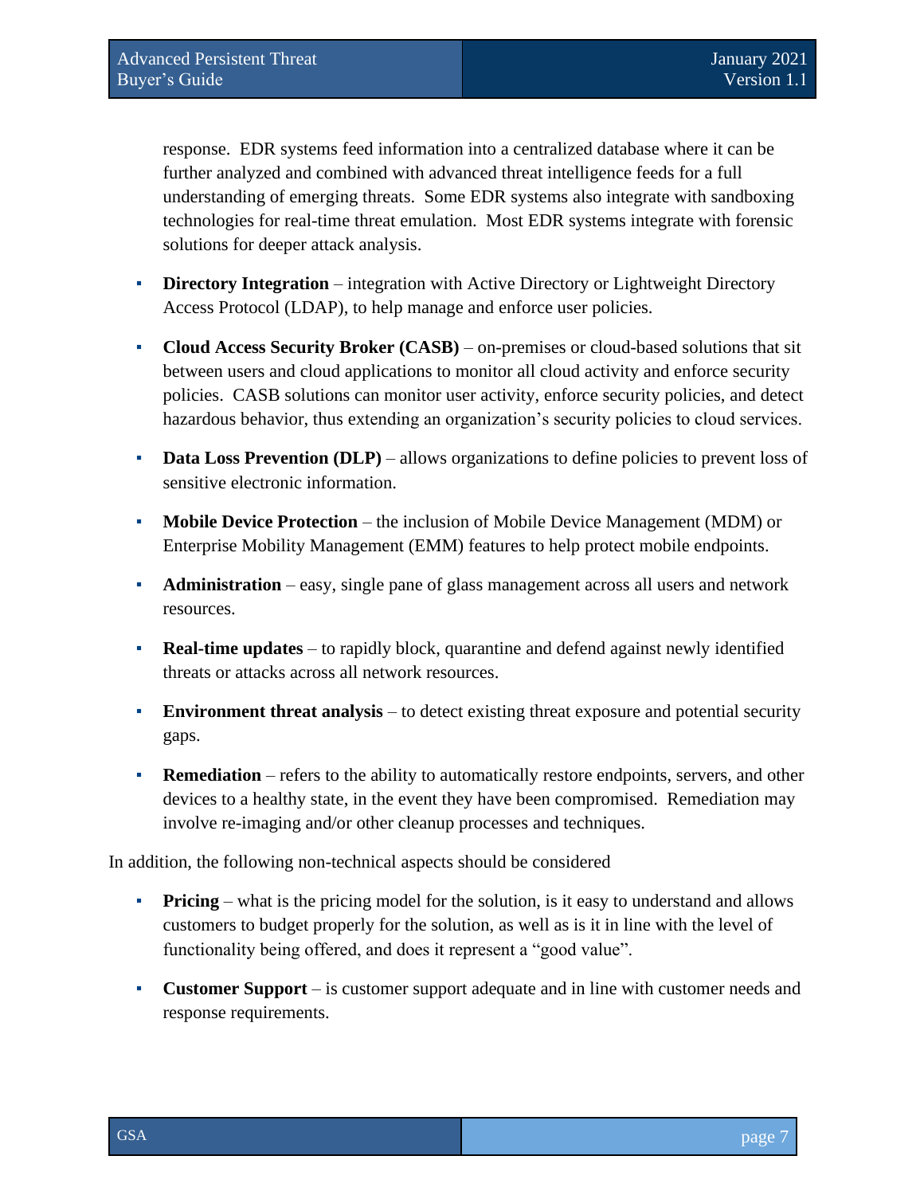response. EDR systems feed information into a centralized database where it can be further analyzed and combined with advanced threat intelligence feeds for a full understanding of emerging threats. Some EDR systems also integrate with sandboxing technologies for real-time threat emulation. Most EDR systems integrate with forensic solutions for deeper attack analysis.

- **Directory Integration** – integration with Active Directory or Lightweight Directory Access Protocol (LDAP), to help manage and enforce user policies.
- **Cloud Access Security Broker (CASB)** – on-premises or cloud-based solutions that sit between users and cloud applications to monitor all cloud activity and enforce security policies. CASB solutions can monitor user activity, enforce security policies, and detect hazardous behavior, thus extending an organization's security policies to cloud services.
- **Data Loss Prevention (DLP)** – allows organizations to define policies to prevent loss of sensitive electronic information.
- **Mobile Device Protection** – the inclusion of Mobile Device Management (MDM) or Enterprise Mobility Management (EMM) features to help protect mobile endpoints.
- **Administration** – easy, single pane of glass management across all users and network resources.
- **Real-time updates** – to rapidly block, quarantine and defend against newly identified threats or attacks across all network resources.
- **Environment threat analysis** – to detect existing threat exposure and potential security gaps.
- **Remediation** – refers to the ability to automatically restore endpoints, servers, and other devices to a healthy state, in the event they have been compromised. Remediation may involve re-imaging and/or other cleanup processes and techniques.

In addition, the following non-technical aspects should be considered

- **Pricing** – what is the pricing model for the solution, is it easy to understand and allows customers to budget properly for the solution, as well as is it in line with the level of functionality being offered, and does it represent a "good value".
- **Customer Support** – is customer support adequate and in line with customer needs and response requirements.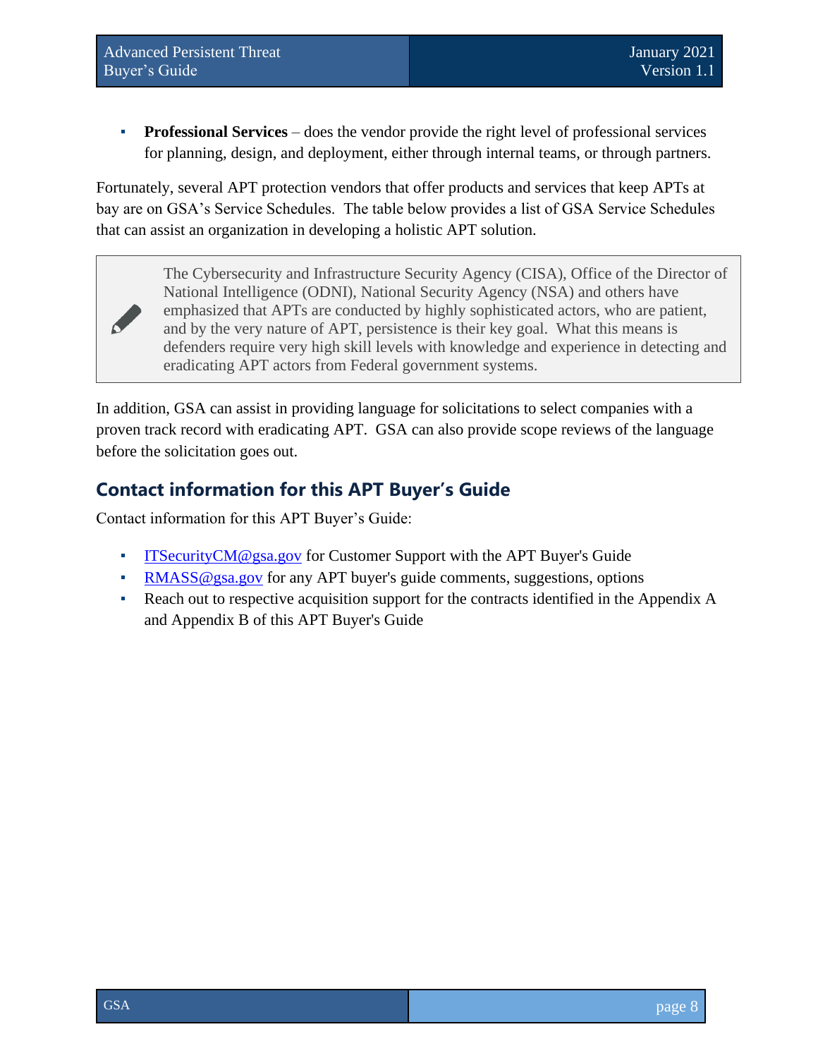- **Professional Services** – does the vendor provide the right level of professional services for planning, design, and deployment, either through internal teams, or through partners.

Fortunately, several APT protection vendors that offer products and services that keep APTs at bay are on GSA's Service Schedules. The table below provides a list of GSA Service Schedules that can assist an organization in developing a holistic APT solution.

> The Cybersecurity and Infrastructure Security Agency (CISA), Office of the Director of National Intelligence (ODNI), National Security Agency (NSA) and others have emphasized that APTs are conducted by highly sophisticated actors, who are patient, and by the very nature of APT, persistence is their key goal. What this means is defenders require very high skill levels with knowledge and experience in detecting and eradicating APT actors from Federal government systems.

In addition, GSA can assist in providing language for solicitations to select companies with a proven track record with eradicating APT. GSA can also provide scope reviews of the language before the solicitation goes out.

## Contact information for this APT Buyer's Guide

Contact information for this APT Buyer's Guide:

- ITSecurityCM@gsa.gov for Customer Support with the APT Buyer's Guide
- RMASS@gsa.gov for any APT buyer's guide comments, suggestions, options
- Reach out to respective acquisition support for the contracts identified in the Appendix A and Appendix B of this APT Buyer's Guide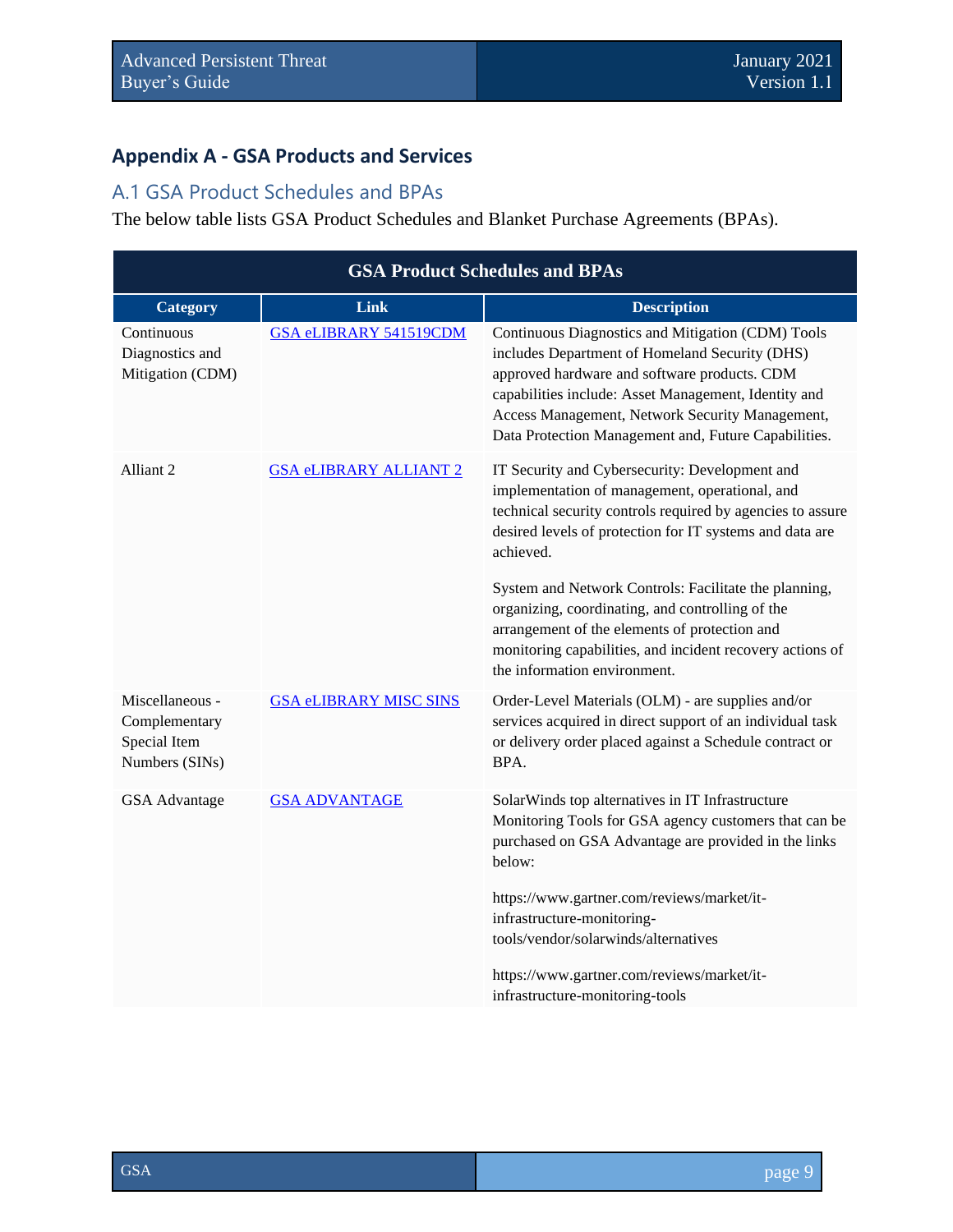## Appendix A - GSA Products and Services

### A.1 GSA Product Schedules and BPAs

The below table lists GSA Product Schedules and Blanket Purchase Agreements (BPAs).

| GSA Product Schedules and BPAs | | |
|---|---|---|
| **Category** | **Link** | **Description** |
| Continuous Diagnostics and Mitigation (CDM) | GSA eLIBRARY 541519CDM | Continuous Diagnostics and Mitigation (CDM) Tools includes Department of Homeland Security (DHS) approved hardware and software products. CDM capabilities include: Asset Management, Identity and Access Management, Network Security Management, Data Protection Management and, Future Capabilities. |
| Alliant 2 | GSA eLIBRARY ALLIANT 2 | IT Security and Cybersecurity: Development and implementation of management, operational, and technical security controls required by agencies to assure desired levels of protection for IT systems and data are achieved.<br><br>System and Network Controls: Facilitate the planning, organizing, coordinating, and controlling of the arrangement of the elements of protection and monitoring capabilities, and incident recovery actions of the information environment. |
| Miscellaneous - Complementary Special Item Numbers (SINs) | GSA eLIBRARY MISC SINS | Order-Level Materials (OLM) - are supplies and/or services acquired in direct support of an individual task or delivery order placed against a Schedule contract or BPA. |
| GSA Advantage | GSA ADVANTAGE | SolarWinds top alternatives in IT Infrastructure Monitoring Tools for GSA agency customers that can be purchased on GSA Advantage are provided in the links below:<br><br>https://www.gartner.com/reviews/market/it-infrastructure-monitoring-tools/vendor/solarwinds/alternatives<br><br>https://www.gartner.com/reviews/market/it-infrastructure-monitoring-tools |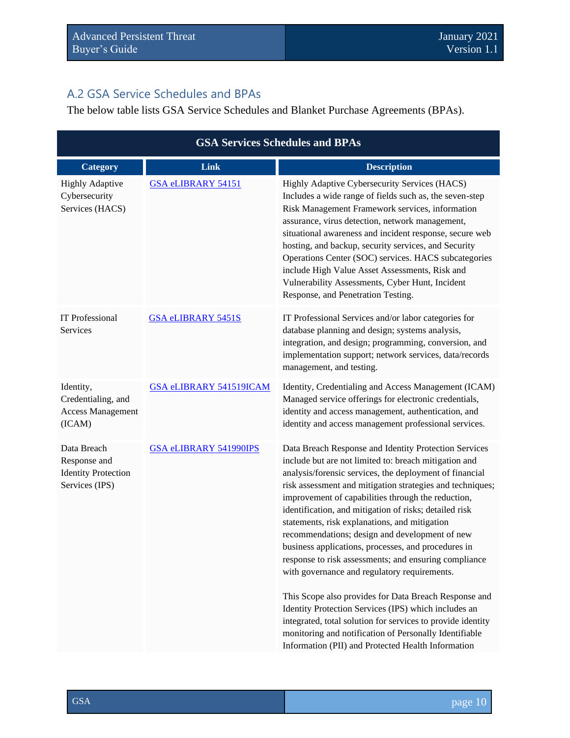## A.2 GSA Service Schedules and BPAs

The below table lists GSA Service Schedules and Blanket Purchase Agreements (BPAs).

| GSA Services Schedules and BPAs | | |
|---|---|---|
| **Category** | **Link** | **Description** |
| Highly Adaptive Cybersecurity Services (HACS) | GSA eLIBRARY 54151 | Highly Adaptive Cybersecurity Services (HACS) Includes a wide range of fields such as, the seven-step Risk Management Framework services, information assurance, virus detection, network management, situational awareness and incident response, secure web hosting, and backup, security services, and Security Operations Center (SOC) services. HACS subcategories include High Value Asset Assessments, Risk and Vulnerability Assessments, Cyber Hunt, Incident Response, and Penetration Testing. |
| IT Professional Services | GSA eLIBRARY 5451S | IT Professional Services and/or labor categories for database planning and design; systems analysis, integration, and design; programming, conversion, and implementation support; network services, data/records management, and testing. |
| Identity, Credentialing, and Access Management (ICAM) | GSA eLIBRARY 541519ICAM | Identity, Credentialing and Access Management (ICAM) Managed service offerings for electronic credentials, identity and access management, authentication, and identity and access management professional services. |
| Data Breach Response and Identity Protection Services (IPS) | GSA eLIBRARY 541990IPS | Data Breach Response and Identity Protection Services include but are not limited to: breach mitigation and analysis/forensic services, the deployment of financial risk assessment and mitigation strategies and techniques; improvement of capabilities through the reduction, identification, and mitigation of risks; detailed risk statements, risk explanations, and mitigation recommendations; design and development of new business applications, processes, and procedures in response to risk assessments; and ensuring compliance with governance and regulatory requirements.<br><br>This Scope also provides for Data Breach Response and Identity Protection Services (IPS) which includes an integrated, total solution for services to provide identity monitoring and notification of Personally Identifiable Information (PII) and Protected Health Information |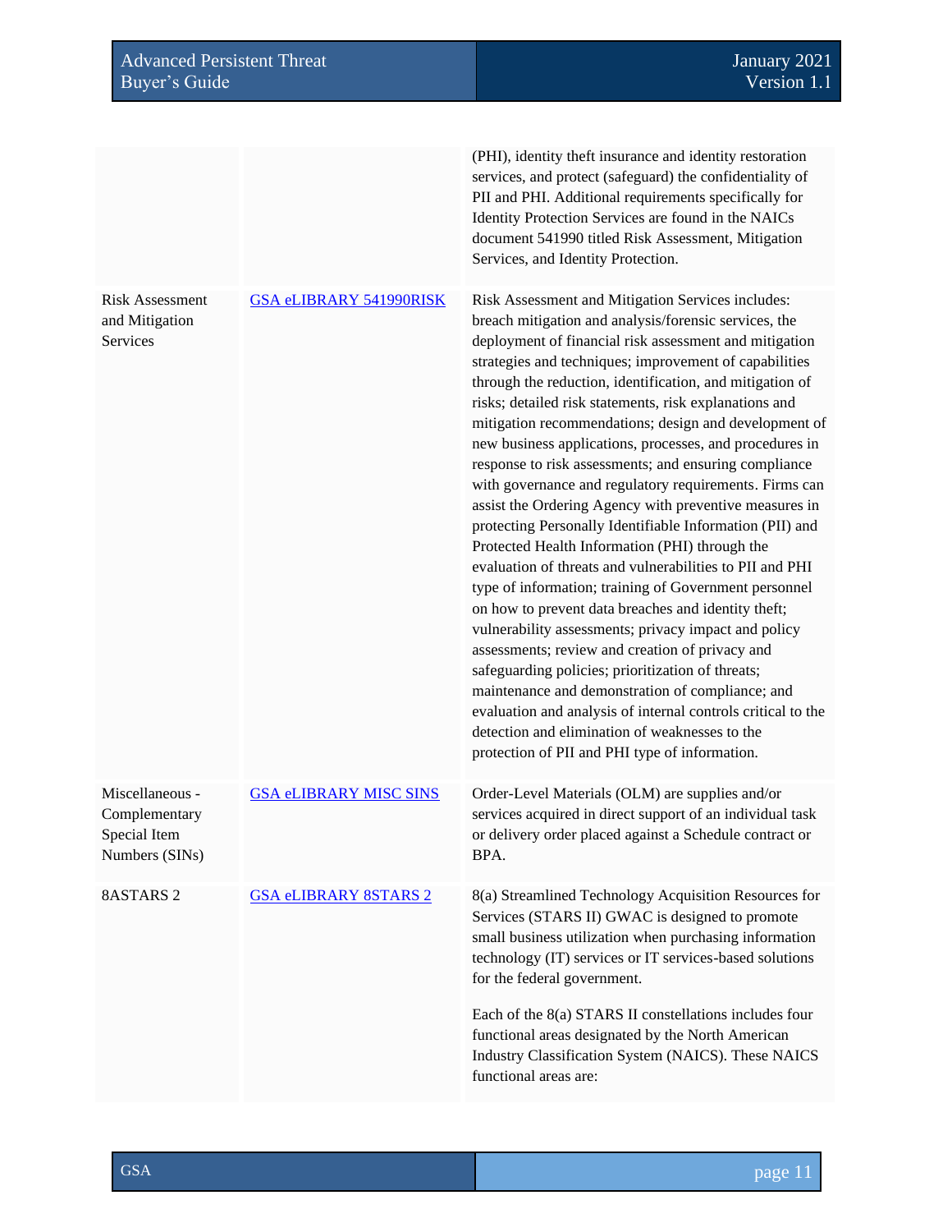| | | |
|---|---|---|
| | | (PHI), identity theft insurance and identity restoration services, and protect (safeguard) the confidentiality of PII and PHI. Additional requirements specifically for Identity Protection Services are found in the NAICs document 541990 titled Risk Assessment, Mitigation Services, and Identity Protection. |
| Risk Assessment and Mitigation Services | [GSA eLIBRARY 541990RISK]() | Risk Assessment and Mitigation Services includes: breach mitigation and analysis/forensic services, the deployment of financial risk assessment and mitigation strategies and techniques; improvement of capabilities through the reduction, identification, and mitigation of risks; detailed risk statements, risk explanations and mitigation recommendations; design and development of new business applications, processes, and procedures in response to risk assessments; and ensuring compliance with governance and regulatory requirements. Firms can assist the Ordering Agency with preventive measures in protecting Personally Identifiable Information (PII) and Protected Health Information (PHI) through the evaluation of threats and vulnerabilities to PII and PHI type of information; training of Government personnel on how to prevent data breaches and identity theft; vulnerability assessments; privacy impact and policy assessments; review and creation of privacy and safeguarding policies; prioritization of threats; maintenance and demonstration of compliance; and evaluation and analysis of internal controls critical to the detection and elimination of weaknesses to the protection of PII and PHI type of information. |
| Miscellaneous - Complementary Special Item Numbers (SINs) | [GSA eLIBRARY MISC SINS]() | Order-Level Materials (OLM) are supplies and/or services acquired in direct support of an individual task or delivery order placed against a Schedule contract or BPA. |
| 8ASTARS 2 | [GSA eLIBRARY 8STARS 2]() | 8(a) Streamlined Technology Acquisition Resources for Services (STARS II) GWAC is designed to promote small business utilization when purchasing information technology (IT) services or IT services-based solutions for the federal government.<br><br>Each of the 8(a) STARS II constellations includes four functional areas designated by the North American Industry Classification System (NAICS). These NAICS functional areas are: |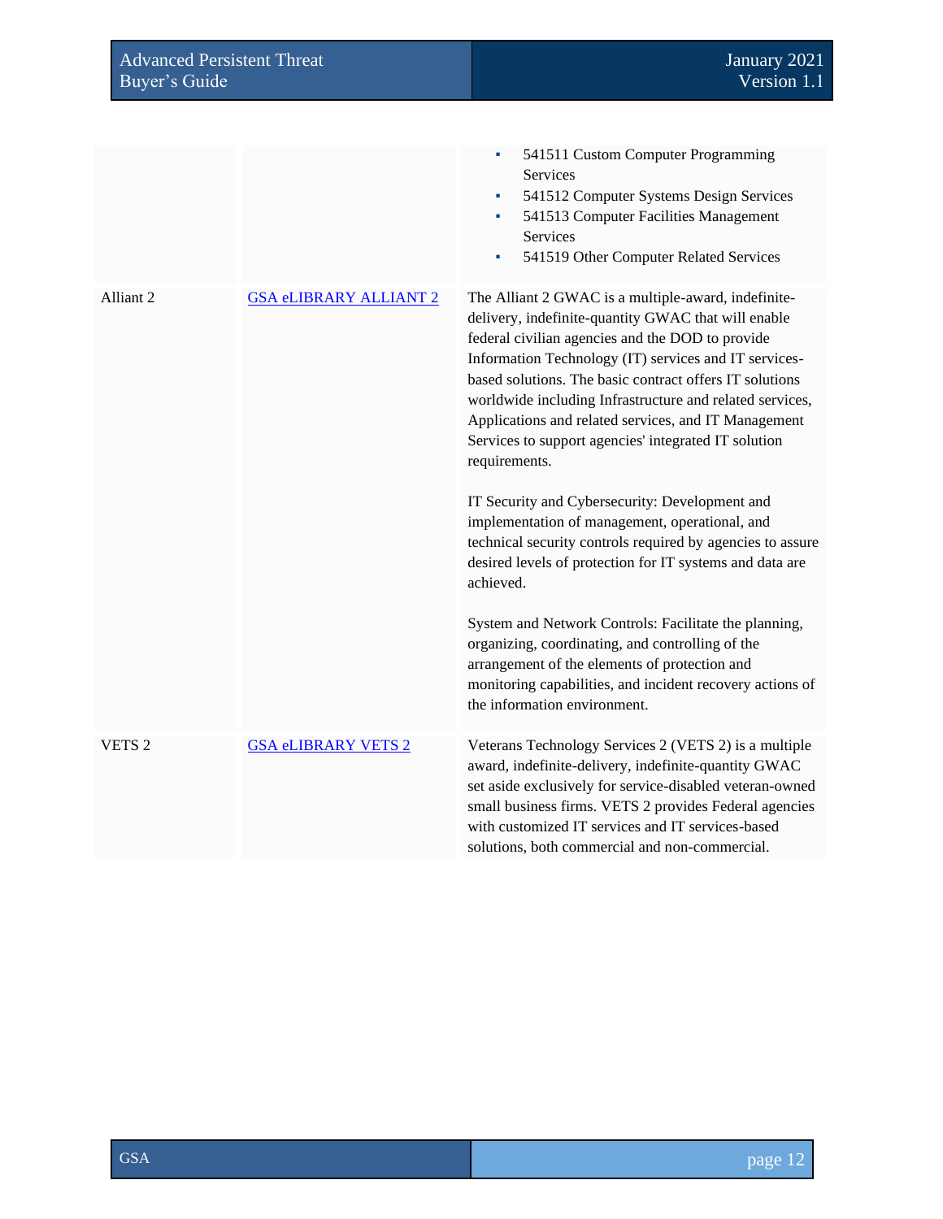| | | |
|---|---|---|
| | | ▪ 541511 Custom Computer Programming Services<br>▪ 541512 Computer Systems Design Services<br>▪ 541513 Computer Facilities Management Services<br>▪ 541519 Other Computer Related Services |
| Alliant 2 | GSA eLIBRARY ALLIANT 2 | The Alliant 2 GWAC is a multiple-award, indefinite-delivery, indefinite-quantity GWAC that will enable federal civilian agencies and the DOD to provide Information Technology (IT) services and IT services-based solutions. The basic contract offers IT solutions worldwide including Infrastructure and related services, Applications and related services, and IT Management Services to support agencies' integrated IT solution requirements.<br><br>IT Security and Cybersecurity: Development and implementation of management, operational, and technical security controls required by agencies to assure desired levels of protection for IT systems and data are achieved.<br><br>System and Network Controls: Facilitate the planning, organizing, coordinating, and controlling of the arrangement of the elements of protection and monitoring capabilities, and incident recovery actions of the information environment. |
| VETS 2 | GSA eLIBRARY VETS 2 | Veterans Technology Services 2 (VETS 2) is a multiple award, indefinite-delivery, indefinite-quantity GWAC set aside exclusively for service-disabled veteran-owned small business firms. VETS 2 provides Federal agencies with customized IT services and IT services-based solutions, both commercial and non-commercial. |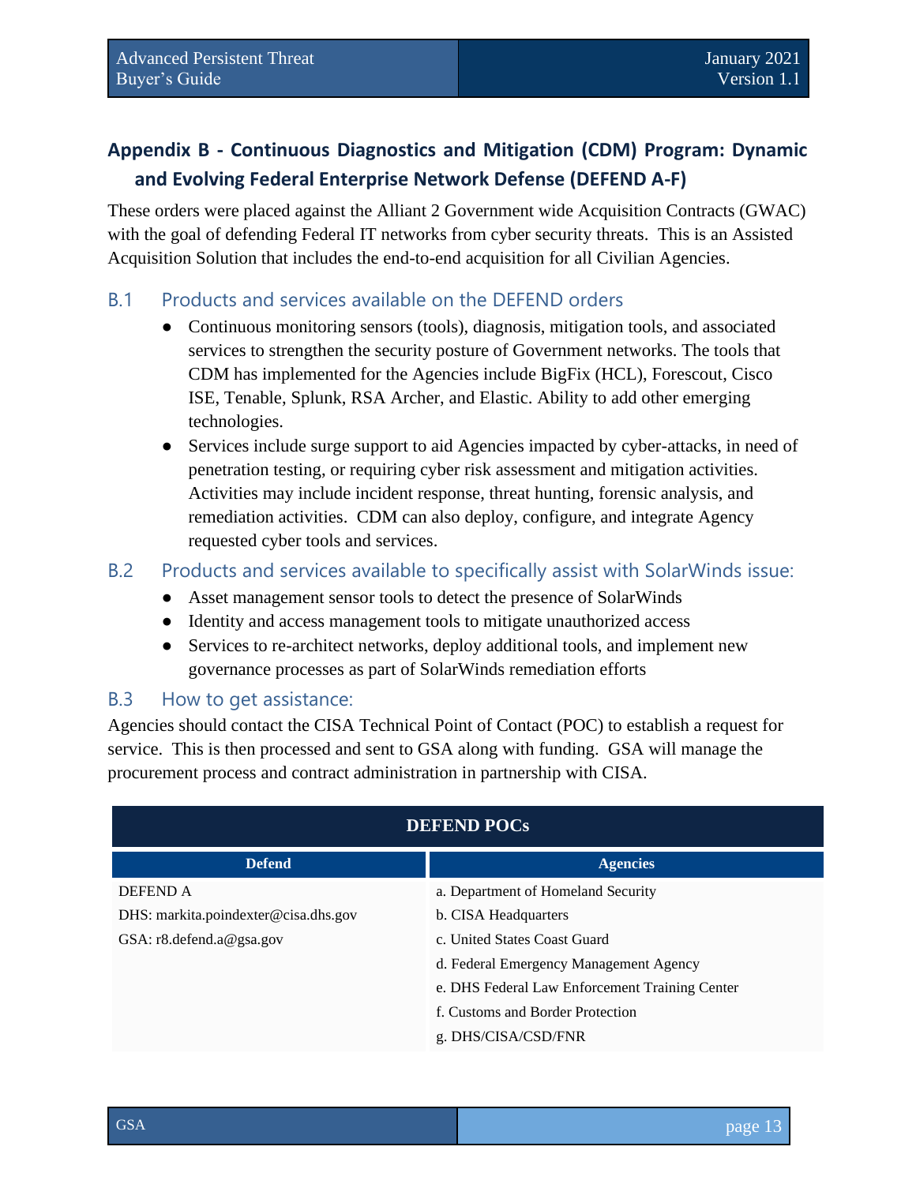## Appendix B - Continuous Diagnostics and Mitigation (CDM) Program: Dynamic and Evolving Federal Enterprise Network Defense (DEFEND A-F)

These orders were placed against the Alliant 2 Government wide Acquisition Contracts (GWAC) with the goal of defending Federal IT networks from cyber security threats. This is an Assisted Acquisition Solution that includes the end-to-end acquisition for all Civilian Agencies.

### B.1 Products and services available on the DEFEND orders

- Continuous monitoring sensors (tools), diagnosis, mitigation tools, and associated services to strengthen the security posture of Government networks. The tools that CDM has implemented for the Agencies include BigFix (HCL), Forescout, Cisco ISE, Tenable, Splunk, RSA Archer, and Elastic. Ability to add other emerging technologies.
- Services include surge support to aid Agencies impacted by cyber-attacks, in need of penetration testing, or requiring cyber risk assessment and mitigation activities. Activities may include incident response, threat hunting, forensic analysis, and remediation activities. CDM can also deploy, configure, and integrate Agency requested cyber tools and services.

### B.2 Products and services available to specifically assist with SolarWinds issue:

- Asset management sensor tools to detect the presence of SolarWinds
- Identity and access management tools to mitigate unauthorized access
- Services to re-architect networks, deploy additional tools, and implement new governance processes as part of SolarWinds remediation efforts

### B.3 How to get assistance:

Agencies should contact the CISA Technical Point of Contact (POC) to establish a request for service. This is then processed and sent to GSA along with funding. GSA will manage the procurement process and contract administration in partnership with CISA.

| DEFEND POCs | |
|---|---|
| **Defend** | **Agencies** |
| DEFEND A | a. Department of Homeland Security |
| DHS: markita.poindexter@cisa.dhs.gov | b. CISA Headquarters |
| GSA: r8.defend.a@gsa.gov | c. United States Coast Guard |
| | d. Federal Emergency Management Agency |
| | e. DHS Federal Law Enforcement Training Center |
| | f. Customs and Border Protection |
| | g. DHS/CISA/CSD/FNR |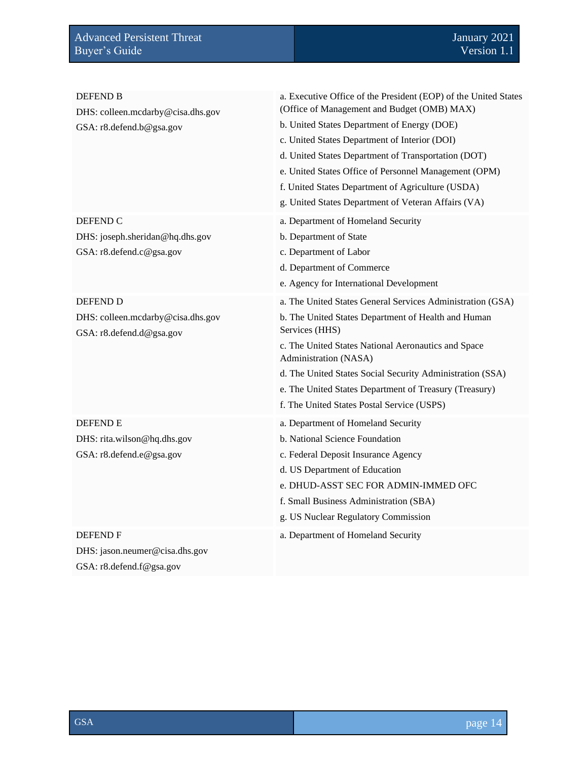| | |
|---|---|
| DEFEND B<br>DHS: colleen.mcdarby@cisa.dhs.gov<br>GSA: r8.defend.b@gsa.gov | a. Executive Office of the President (EOP) of the United States (Office of Management and Budget (OMB) MAX)<br>b. United States Department of Energy (DOE)<br>c. United States Department of Interior (DOI)<br>d. United States Department of Transportation (DOT)<br>e. United States Office of Personnel Management (OPM)<br>f. United States Department of Agriculture (USDA)<br>g. United States Department of Veteran Affairs (VA) |
| DEFEND C<br>DHS: joseph.sheridan@hq.dhs.gov<br>GSA: r8.defend.c@gsa.gov | a. Department of Homeland Security<br>b. Department of State<br>c. Department of Labor<br>d. Department of Commerce<br>e. Agency for International Development |
| DEFEND D<br>DHS: colleen.mcdarby@cisa.dhs.gov<br>GSA: r8.defend.d@gsa.gov | a. The United States General Services Administration (GSA)<br>b. The United States Department of Health and Human Services (HHS)<br>c. The United States National Aeronautics and Space Administration (NASA)<br>d. The United States Social Security Administration (SSA)<br>e. The United States Department of Treasury (Treasury)<br>f. The United States Postal Service (USPS) |
| DEFEND E<br>DHS: rita.wilson@hq.dhs.gov<br>GSA: r8.defend.e@gsa.gov | a. Department of Homeland Security<br>b. National Science Foundation<br>c. Federal Deposit Insurance Agency<br>d. US Department of Education<br>e. DHUD-ASST SEC FOR ADMIN-IMMED OFC<br>f. Small Business Administration (SBA)<br>g. US Nuclear Regulatory Commission |
| DEFEND F<br>DHS: jason.neumer@cisa.dhs.gov<br>GSA: r8.defend.f@gsa.gov | a. Department of Homeland Security |